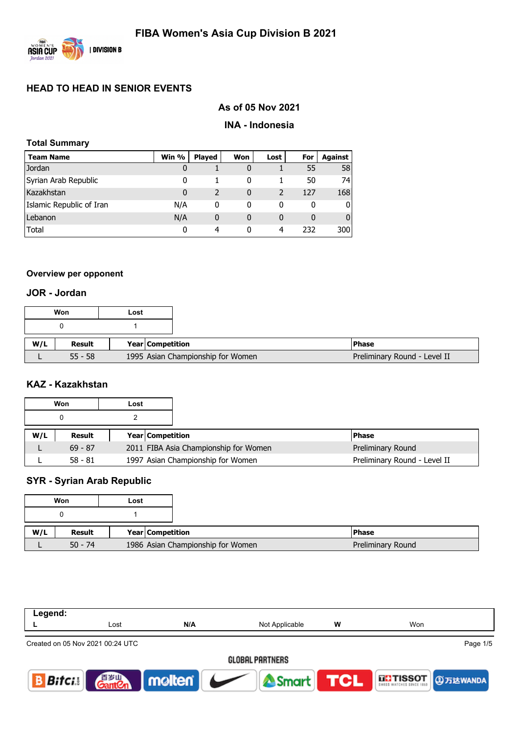# FIBA Women's Asia Cup Division B 2021

## HEAD TO HEAD IN SENIOR EVENTS

### As of 05 Nov 2021

### INA - Indonesia

**Total Summary**

| Team Name | Win % | Played | Won | Lost | For | Against |
|---|---|---|---|---|---|---|
| Jordan | 0 | 1 | 0 | 1 | 55 | 58 |
| Syrian Arab Republic | 0 | 1 | 0 | 1 | 50 | 74 |
| Kazakhstan | 0 | 2 | 0 | 2 | 127 | 168 |
| Islamic Republic of Iran | N/A | 0 | 0 | 0 | 0 | 0 |
| Lebanon | N/A | 0 | 0 | 0 | 0 | 0 |
| Total | 0 | 4 | 0 | 4 | 232 | 300 |

**Overview per opponent**

### JOR - Jordan

| Won | Lost |
|---|---|
| 0 | 1 |

| W/L | Result | Year | Competition | Phase |
|---|---|---|---|---|
| L | 55 - 58 | 1995 | Asian Championship for Women | Preliminary Round - Level II |

### KAZ - Kazakhstan

| Won | Lost |
|---|---|
| 0 | 2 |

| W/L | Result | Year | Competition | Phase |
|---|---|---|---|---|
| L | 69 - 87 | 2011 | FIBA Asia Championship for Women | Preliminary Round |
| L | 58 - 81 | 1997 | Asian Championship for Women | Preliminary Round - Level II |

### SYR - Syrian Arab Republic

| Won | Lost |
|---|---|
| 0 | 1 |

| W/L | Result | Year | Competition | Phase |
|---|---|---|---|---|
| L | 50 - 74 | 1986 | Asian Championship for Women | Preliminary Round |

**Legend:**

| L | Lost | N/A | Not Applicable | W | Won |
|---|---|---|---|---|---|

Created on 05 Nov 2021 00:24 UTC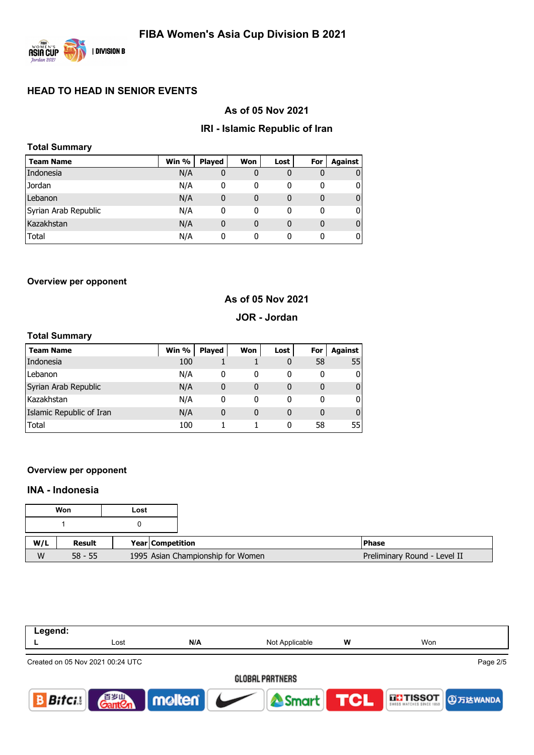## HEAD TO HEAD IN SENIOR EVENTS

### As of 05 Nov 2021

### IRI - Islamic Republic of Iran

**Total Summary**

| Team Name | Win % | Played | Won | Lost | For | Against |
|---|---|---|---|---|---|---|
| Indonesia | N/A | 0 | 0 | 0 | 0 | 0 |
| Jordan | N/A | 0 | 0 | 0 | 0 | 0 |
| Lebanon | N/A | 0 | 0 | 0 | 0 | 0 |
| Syrian Arab Republic | N/A | 0 | 0 | 0 | 0 | 0 |
| Kazakhstan | N/A | 0 | 0 | 0 | 0 | 0 |
| Total | N/A | 0 | 0 | 0 | 0 | 0 |

**Overview per opponent**

### As of 05 Nov 2021

### JOR - Jordan

**Total Summary**

| Team Name | Win % | Played | Won | Lost | For | Against |
|---|---|---|---|---|---|---|
| Indonesia | 100 | 1 | 1 | 0 | 58 | 55 |
| Lebanon | N/A | 0 | 0 | 0 | 0 | 0 |
| Syrian Arab Republic | N/A | 0 | 0 | 0 | 0 | 0 |
| Kazakhstan | N/A | 0 | 0 | 0 | 0 | 0 |
| Islamic Republic of Iran | N/A | 0 | 0 | 0 | 0 | 0 |
| Total | 100 | 1 | 1 | 0 | 58 | 55 |

**Overview per opponent**

### INA - Indonesia

| Won | Lost |
|---|---|
| 1 | 0 |

| W/L | Result | Year | Competition | Phase |
|---|---|---|---|---|
| W | 58 - 55 | 1995 | Asian Championship for Women | Preliminary Round - Level II |

| Legend: | | | | | |
|---|---|---|---|---|---|
| L | Lost | N/A | Not Applicable | W | Won |

Created on 05 Nov 2021 00:24 UTC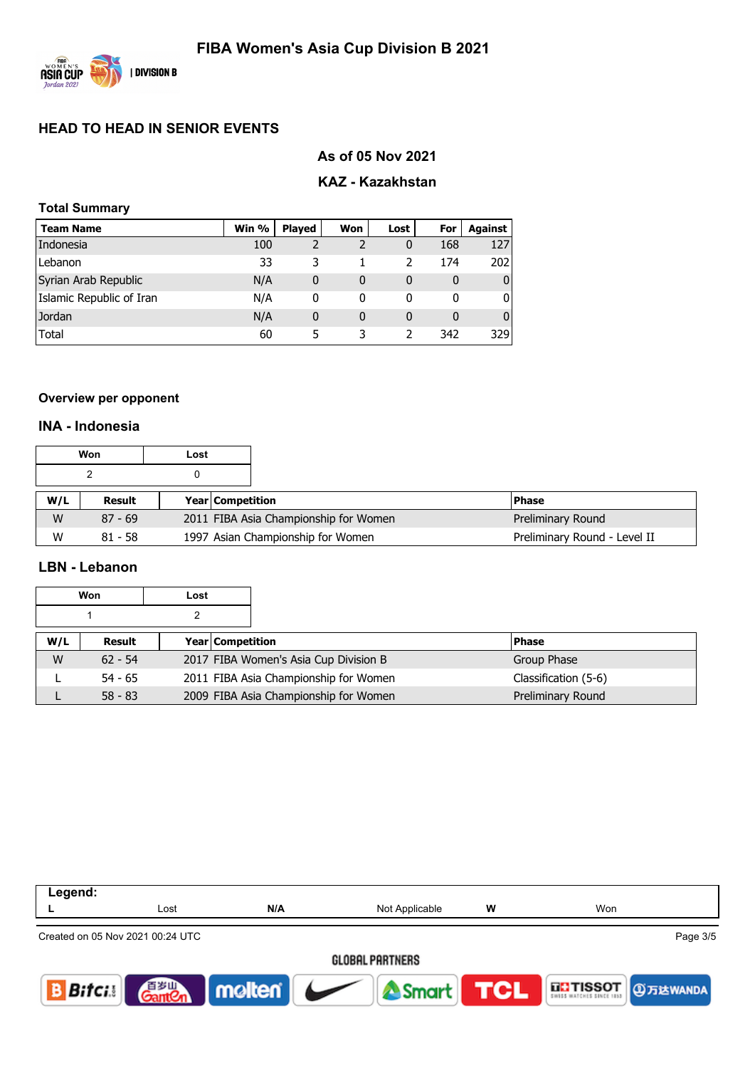# FIBA Women's Asia Cup Division B 2021

## HEAD TO HEAD IN SENIOR EVENTS

### As of 05 Nov 2021

### KAZ - Kazakhstan

**Total Summary**

| Team Name | Win % | Played | Won | Lost | For | Against |
|---|---|---|---|---|---|---|
| Indonesia | 100 | 2 | 2 | 0 | 168 | 127 |
| Lebanon | 33 | 3 | 1 | 2 | 174 | 202 |
| Syrian Arab Republic | N/A | 0 | 0 | 0 | 0 | 0 |
| Islamic Republic of Iran | N/A | 0 | 0 | 0 | 0 | 0 |
| Jordan | N/A | 0 | 0 | 0 | 0 | 0 |
| Total | 60 | 5 | 3 | 2 | 342 | 329 |

**Overview per opponent**

### INA - Indonesia

| Won | Lost |
|---|---|
| 2 | 0 |

| W/L | Result | Year | Competition | Phase |
|---|---|---|---|---|
| W | 87 - 69 | 2011 | FIBA Asia Championship for Women | Preliminary Round |
| W | 81 - 58 | 1997 | Asian Championship for Women | Preliminary Round - Level II |

### LBN - Lebanon

| Won | Lost |
|---|---|
| 1 | 2 |

| W/L | Result | Year | Competition | Phase |
|---|---|---|---|---|
| W | 62 - 54 | 2017 | FIBA Women's Asia Cup Division B | Group Phase |
| L | 54 - 65 | 2011 | FIBA Asia Championship for Women | Classification (5-6) |
| L | 58 - 83 | 2009 | FIBA Asia Championship for Women | Preliminary Round |

**Legend:**

| L | Lost | N/A | Not Applicable | W | Won |
|---|---|---|---|---|---|

Created on 05 Nov 2021 00:24 UTC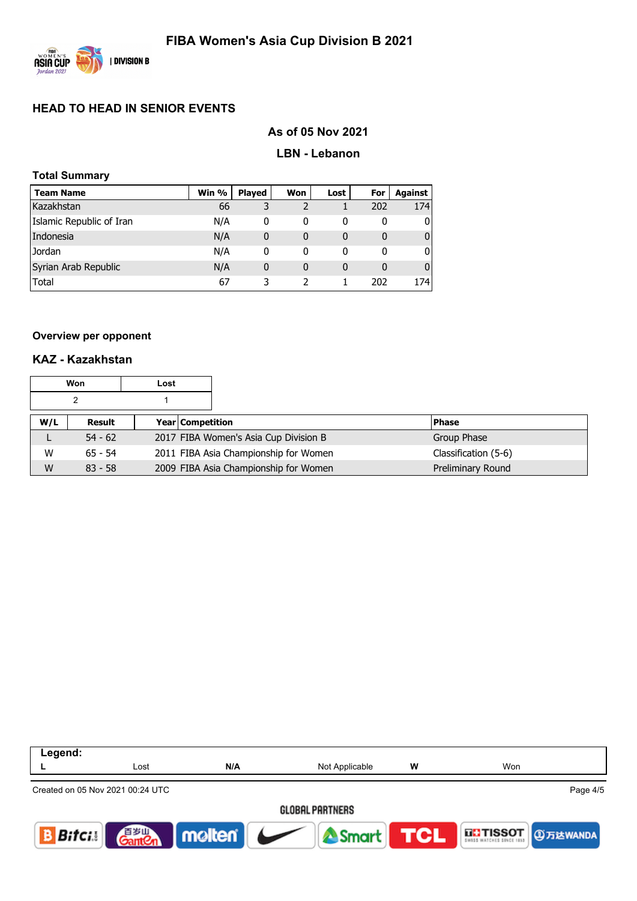# FIBA Women's Asia Cup Division B 2021

## HEAD TO HEAD IN SENIOR EVENTS

### As of 05 Nov 2021

### LBN - Lebanon

**Total Summary**

| Team Name | Win % | Played | Won | Lost | For | Against |
|---|---|---|---|---|---|---|
| Kazakhstan | 66 | 3 | 2 | 1 | 202 | 174 |
| Islamic Republic of Iran | N/A | 0 | 0 | 0 | 0 | 0 |
| Indonesia | N/A | 0 | 0 | 0 | 0 | 0 |
| Jordan | N/A | 0 | 0 | 0 | 0 | 0 |
| Syrian Arab Republic | N/A | 0 | 0 | 0 | 0 | 0 |
| Total | 67 | 3 | 2 | 1 | 202 | 174 |

**Overview per opponent**

### KAZ - Kazakhstan

| Won | Lost |
|---|---|
| 2 | 1 |

| W/L | Result | Year | Competition | Phase |
|---|---|---|---|---|
| L | 54 - 62 | 2017 | FIBA Women's Asia Cup Division B | Group Phase |
| W | 65 - 54 | 2011 | FIBA Asia Championship for Women | Classification (5-6) |
| W | 83 - 58 | 2009 | FIBA Asia Championship for Women | Preliminary Round |

**Legend:**

| L | Lost | N/A | Not Applicable | W | Won |
|---|---|---|---|---|---|

Created on 05 Nov 2021 00:24 UTC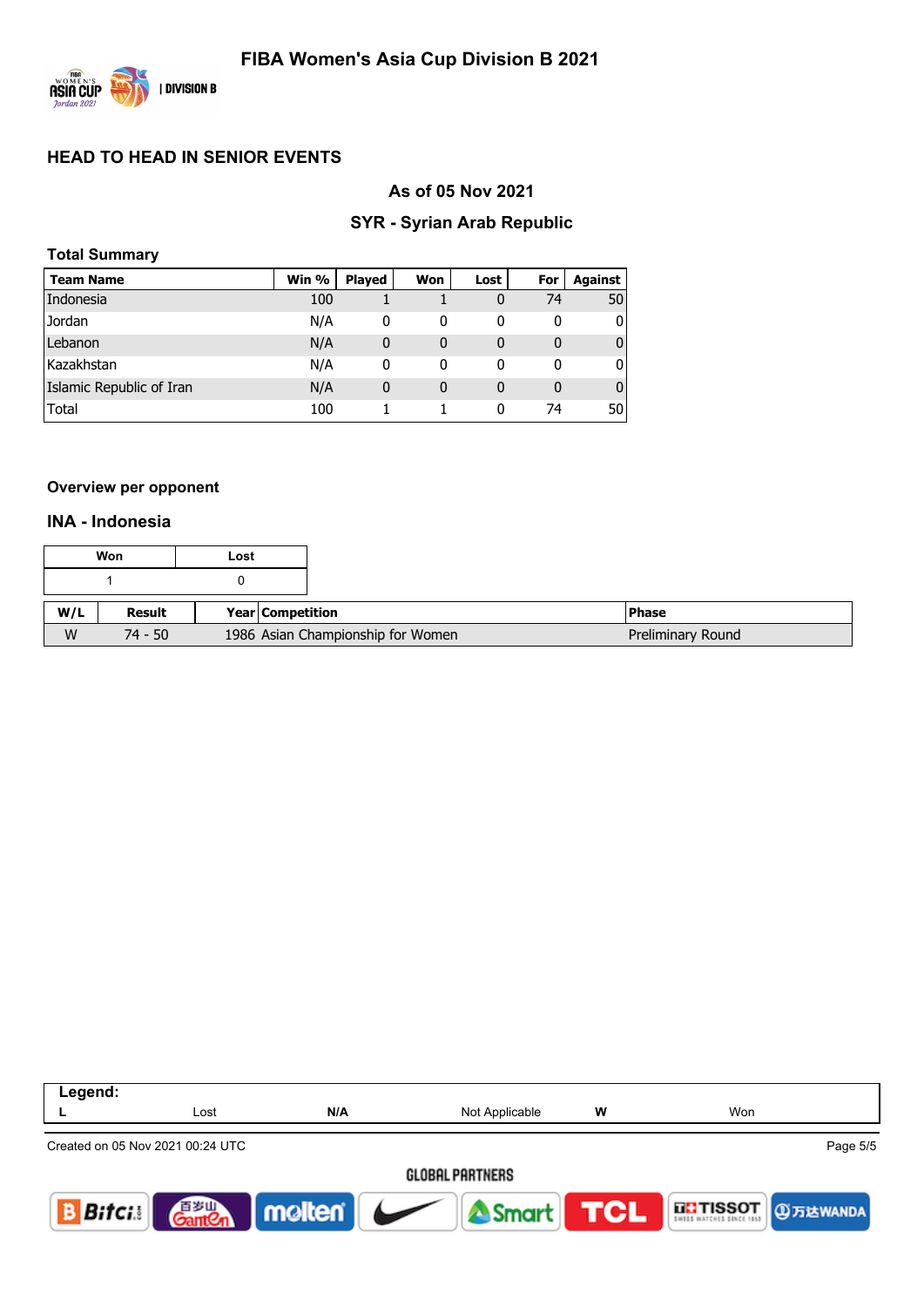# FIBA Women's Asia Cup Division B 2021

## HEAD TO HEAD IN SENIOR EVENTS

### As of 05 Nov 2021

### SYR - Syrian Arab Republic

**Total Summary**

| Team Name | Win % | Played | Won | Lost | For | Against |
|---|---|---|---|---|---|---|
| Indonesia | 100 | 1 | 1 | 0 | 74 | 50 |
| Jordan | N/A | 0 | 0 | 0 | 0 | 0 |
| Lebanon | N/A | 0 | 0 | 0 | 0 | 0 |
| Kazakhstan | N/A | 0 | 0 | 0 | 0 | 0 |
| Islamic Republic of Iran | N/A | 0 | 0 | 0 | 0 | 0 |
| Total | 100 | 1 | 1 | 0 | 74 | 50 |

**Overview per opponent**

### INA - Indonesia

| Won | Lost |
|---|---|
| 1 | 0 |

| W/L | Result | Year | Competition | Phase |
|---|---|---|---|---|
| W | 74 - 50 | 1986 | Asian Championship for Women | Preliminary Round |

**Legend:**

| | | | | | |
|---|---|---|---|---|---|
| L | Lost | N/A | Not Applicable | W | Won |

Created on 05 Nov 2021 00:24 UTC

GLOBAL PARTNERS